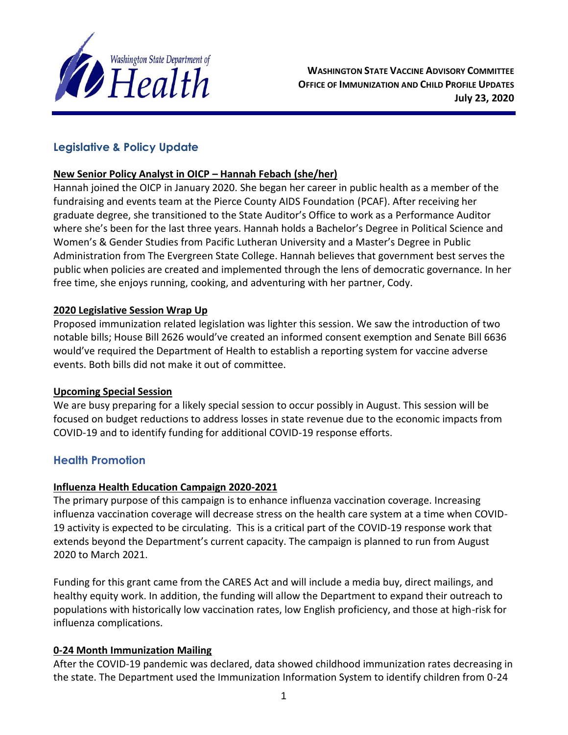**WASHINGTON STATE VACCINE ADVISORY COMMITTEE**
**OFFICE OF IMMUNIZATION AND CHILD PROFILE UPDATES**
**July 23, 2020**

## Legislative & Policy Update

### New Senior Policy Analyst in OICP – Hannah Febach (she/her)

Hannah joined the OICP in January 2020. She began her career in public health as a member of the fundraising and events team at the Pierce County AIDS Foundation (PCAF). After receiving her graduate degree, she transitioned to the State Auditor's Office to work as a Performance Auditor where she's been for the last three years. Hannah holds a Bachelor's Degree in Political Science and Women's & Gender Studies from Pacific Lutheran University and a Master's Degree in Public Administration from The Evergreen State College. Hannah believes that government best serves the public when policies are created and implemented through the lens of democratic governance. In her free time, she enjoys running, cooking, and adventuring with her partner, Cody.

### 2020 Legislative Session Wrap Up

Proposed immunization related legislation was lighter this session. We saw the introduction of two notable bills; House Bill 2626 would've created an informed consent exemption and Senate Bill 6636 would've required the Department of Health to establish a reporting system for vaccine adverse events. Both bills did not make it out of committee.

### Upcoming Special Session

We are busy preparing for a likely special session to occur possibly in August. This session will be focused on budget reductions to address losses in state revenue due to the economic impacts from COVID-19 and to identify funding for additional COVID-19 response efforts.

## Health Promotion

### Influenza Health Education Campaign 2020-2021

The primary purpose of this campaign is to enhance influenza vaccination coverage. Increasing influenza vaccination coverage will decrease stress on the health care system at a time when COVID-19 activity is expected to be circulating. This is a critical part of the COVID-19 response work that extends beyond the Department's current capacity. The campaign is planned to run from August 2020 to March 2021.

Funding for this grant came from the CARES Act and will include a media buy, direct mailings, and healthy equity work. In addition, the funding will allow the Department to expand their outreach to populations with historically low vaccination rates, low English proficiency, and those at high-risk for influenza complications.

### 0-24 Month Immunization Mailing

After the COVID-19 pandemic was declared, data showed childhood immunization rates decreasing in the state. The Department used the Immunization Information System to identify children from 0-24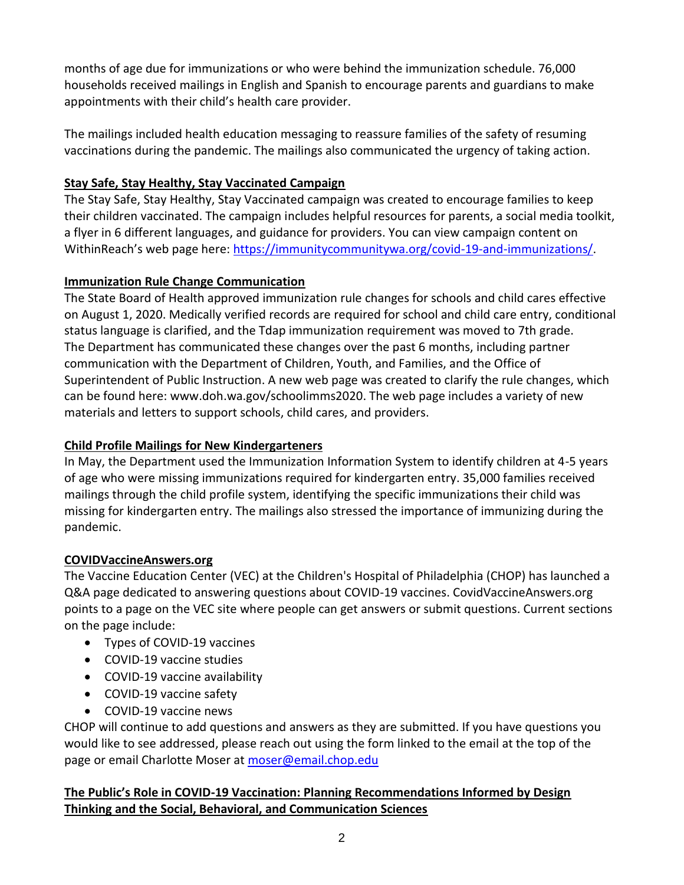months of age due for immunizations or who were behind the immunization schedule. 76,000 households received mailings in English and Spanish to encourage parents and guardians to make appointments with their child's health care provider.

The mailings included health education messaging to reassure families of the safety of resuming vaccinations during the pandemic. The mailings also communicated the urgency of taking action.

**Stay Safe, Stay Healthy, Stay Vaccinated Campaign**

The Stay Safe, Stay Healthy, Stay Vaccinated campaign was created to encourage families to keep their children vaccinated. The campaign includes helpful resources for parents, a social media toolkit, a flyer in 6 different languages, and guidance for providers. You can view campaign content on WithinReach's web page here: https://immunitycommunitywa.org/covid-19-and-immunizations/.

**Immunization Rule Change Communication**

The State Board of Health approved immunization rule changes for schools and child cares effective on August 1, 2020. Medically verified records are required for school and child care entry, conditional status language is clarified, and the Tdap immunization requirement was moved to 7th grade. The Department has communicated these changes over the past 6 months, including partner communication with the Department of Children, Youth, and Families, and the Office of Superintendent of Public Instruction. A new web page was created to clarify the rule changes, which can be found here: www.doh.wa.gov/schoolimms2020. The web page includes a variety of new materials and letters to support schools, child cares, and providers.

**Child Profile Mailings for New Kindergarteners**

In May, the Department used the Immunization Information System to identify children at 4-5 years of age who were missing immunizations required for kindergarten entry. 35,000 families received mailings through the child profile system, identifying the specific immunizations their child was missing for kindergarten entry. The mailings also stressed the importance of immunizing during the pandemic.

**COVIDVaccineAnswers.org**

The Vaccine Education Center (VEC) at the Children's Hospital of Philadelphia (CHOP) has launched a Q&A page dedicated to answering questions about COVID-19 vaccines. CovidVaccineAnswers.org points to a page on the VEC site where people can get answers or submit questions. Current sections on the page include:

- Types of COVID-19 vaccines
- COVID-19 vaccine studies
- COVID-19 vaccine availability
- COVID-19 vaccine safety
- COVID-19 vaccine news

CHOP will continue to add questions and answers as they are submitted. If you have questions you would like to see addressed, please reach out using the form linked to the email at the top of the page or email Charlotte Moser at moser@email.chop.edu

**The Public's Role in COVID-19 Vaccination: Planning Recommendations Informed by Design Thinking and the Social, Behavioral, and Communication Sciences**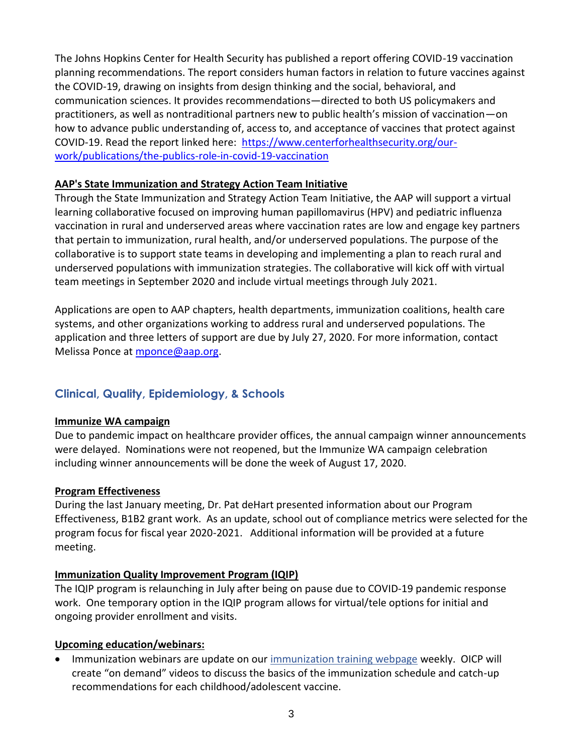The Johns Hopkins Center for Health Security has published a report offering COVID-19 vaccination planning recommendations. The report considers human factors in relation to future vaccines against the COVID-19, drawing on insights from design thinking and the social, behavioral, and communication sciences. It provides recommendations—directed to both US policymakers and practitioners, as well as nontraditional partners new to public health's mission of vaccination—on how to advance public understanding of, access to, and acceptance of vaccines that protect against COVID-19. Read the report linked here: [https://www.centerforhealthsecurity.org/our-work/publications/the-publics-role-in-covid-19-vaccination](https://www.centerforhealthsecurity.org/our-work/publications/the-publics-role-in-covid-19-vaccination)

**AAP's State Immunization and Strategy Action Team Initiative**

Through the State Immunization and Strategy Action Team Initiative, the AAP will support a virtual learning collaborative focused on improving human papillomavirus (HPV) and pediatric influenza vaccination in rural and underserved areas where vaccination rates are low and engage key partners that pertain to immunization, rural health, and/or underserved populations. The purpose of the collaborative is to support state teams in developing and implementing a plan to reach rural and underserved populations with immunization strategies. The collaborative will kick off with virtual team meetings in September 2020 and include virtual meetings through July 2021.

Applications are open to AAP chapters, health departments, immunization coalitions, health care systems, and other organizations working to address rural and underserved populations. The application and three letters of support are due by July 27, 2020. For more information, contact Melissa Ponce at [mponce@aap.org](mailto:mponce@aap.org).

## Clinical, Quality, Epidemiology, & Schools

**Immunize WA campaign**

Due to pandemic impact on healthcare provider offices, the annual campaign winner announcements were delayed. Nominations were not reopened, but the Immunize WA campaign celebration including winner announcements will be done the week of August 17, 2020.

**Program Effectiveness**

During the last January meeting, Dr. Pat deHart presented information about our Program Effectiveness, B1B2 grant work. As an update, school out of compliance metrics were selected for the program focus for fiscal year 2020-2021. Additional information will be provided at a future meeting.

**Immunization Quality Improvement Program (IQIP)**

The IQIP program is relaunching in July after being on pause due to COVID-19 pandemic response work. One temporary option in the IQIP program allows for virtual/tele options for initial and ongoing provider enrollment and visits.

**Upcoming education/webinars:**

- Immunization webinars are update on our immunization training webpage weekly. OICP will create "on demand" videos to discuss the basics of the immunization schedule and catch-up recommendations for each childhood/adolescent vaccine.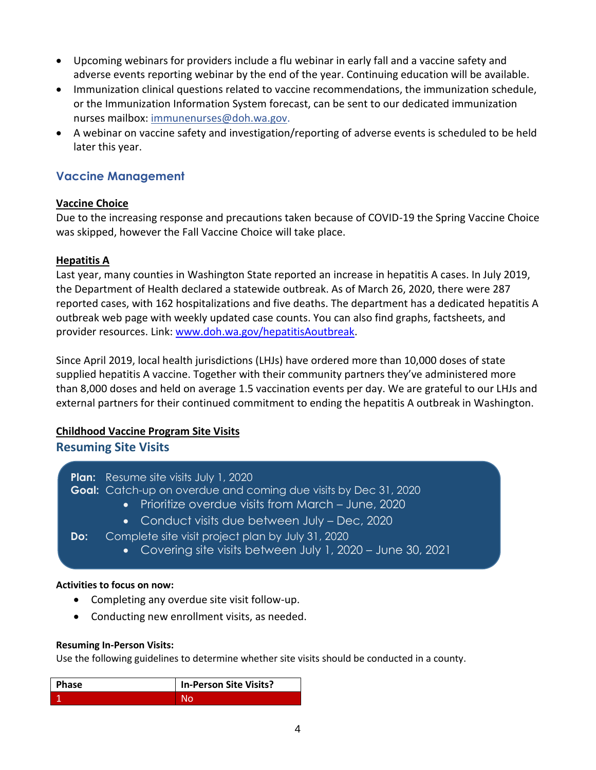- Upcoming webinars for providers include a flu webinar in early fall and a vaccine safety and adverse events reporting webinar by the end of the year. Continuing education will be available.
- Immunization clinical questions related to vaccine recommendations, the immunization schedule, or the Immunization Information System forecast, can be sent to our dedicated immunization nurses mailbox: immunenurses@doh.wa.gov.
- A webinar on vaccine safety and investigation/reporting of adverse events is scheduled to be held later this year.

## Vaccine Management

### Vaccine Choice

Due to the increasing response and precautions taken because of COVID-19 the Spring Vaccine Choice was skipped, however the Fall Vaccine Choice will take place.

### Hepatitis A

Last year, many counties in Washington State reported an increase in hepatitis A cases. In July 2019, the Department of Health declared a statewide outbreak. As of March 26, 2020, there were 287 reported cases, with 162 hospitalizations and five deaths. The department has a dedicated hepatitis A outbreak web page with weekly updated case counts. You can also find graphs, factsheets, and provider resources. Link: www.doh.wa.gov/hepatitisAoutbreak.

Since April 2019, local health jurisdictions (LHJs) have ordered more than 10,000 doses of state supplied hepatitis A vaccine. Together with their community partners they've administered more than 8,000 doses and held on average 1.5 vaccination events per day. We are grateful to our LHJs and external partners for their continued commitment to ending the hepatitis A outbreak in Washington.

### Childhood Vaccine Program Site Visits

### Resuming Site Visits

**Plan:** Resume site visits July 1, 2020

**Goal:** Catch-up on overdue and coming due visits by Dec 31, 2020
- Prioritize overdue visits from March – June, 2020
- Conduct visits due between July – Dec, 2020

**Do:** Complete site visit project plan by July 31, 2020
- Covering site visits between July 1, 2020 – June 30, 2021

**Activities to focus on now:**

- Completing any overdue site visit follow-up.
- Conducting new enrollment visits, as needed.

**Resuming In-Person Visits:**

Use the following guidelines to determine whether site visits should be conducted in a county.

| Phase | In-Person Site Visits? |
|---|---|
| 1 | No |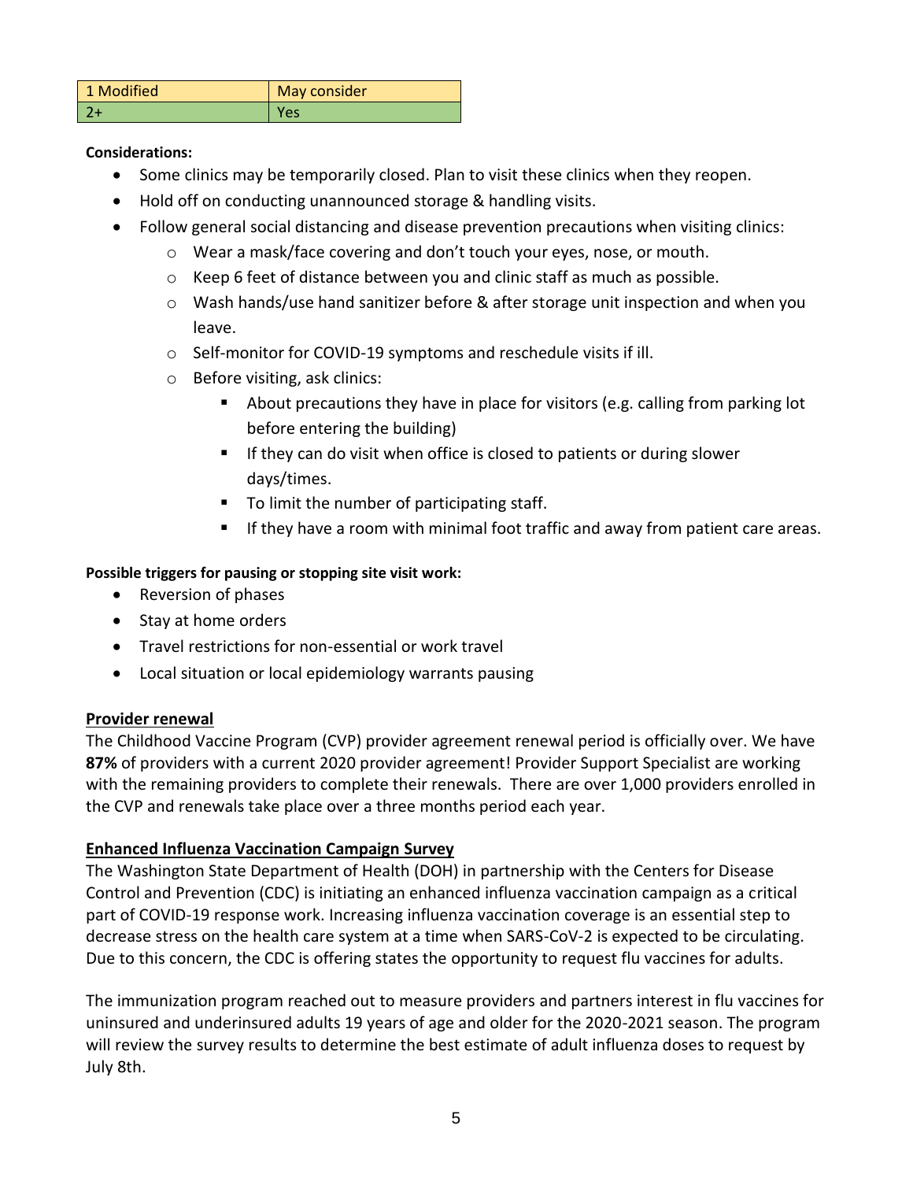| | |
|---|---|
| 1 Modified | May consider |
| 2+ | Yes |

**Considerations:**

- Some clinics may be temporarily closed. Plan to visit these clinics when they reopen.
- Hold off on conducting unannounced storage & handling visits.
- Follow general social distancing and disease prevention precautions when visiting clinics:
  - Wear a mask/face covering and don't touch your eyes, nose, or mouth.
  - Keep 6 feet of distance between you and clinic staff as much as possible.
  - Wash hands/use hand sanitizer before & after storage unit inspection and when you leave.
  - Self-monitor for COVID-19 symptoms and reschedule visits if ill.
  - Before visiting, ask clinics:
    - About precautions they have in place for visitors (e.g. calling from parking lot before entering the building)
    - If they can do visit when office is closed to patients or during slower days/times.
    - To limit the number of participating staff.
    - If they have a room with minimal foot traffic and away from patient care areas.

**Possible triggers for pausing or stopping site visit work:**

- Reversion of phases
- Stay at home orders
- Travel restrictions for non-essential or work travel
- Local situation or local epidemiology warrants pausing

## Provider renewal

The Childhood Vaccine Program (CVP) provider agreement renewal period is officially over. We have **87%** of providers with a current 2020 provider agreement! Provider Support Specialist are working with the remaining providers to complete their renewals. There are over 1,000 providers enrolled in the CVP and renewals take place over a three months period each year.

## Enhanced Influenza Vaccination Campaign Survey

The Washington State Department of Health (DOH) in partnership with the Centers for Disease Control and Prevention (CDC) is initiating an enhanced influenza vaccination campaign as a critical part of COVID-19 response work. Increasing influenza vaccination coverage is an essential step to decrease stress on the health care system at a time when SARS-CoV-2 is expected to be circulating. Due to this concern, the CDC is offering states the opportunity to request flu vaccines for adults.

The immunization program reached out to measure providers and partners interest in flu vaccines for uninsured and underinsured adults 19 years of age and older for the 2020-2021 season. The program will review the survey results to determine the best estimate of adult influenza doses to request by July 8th.